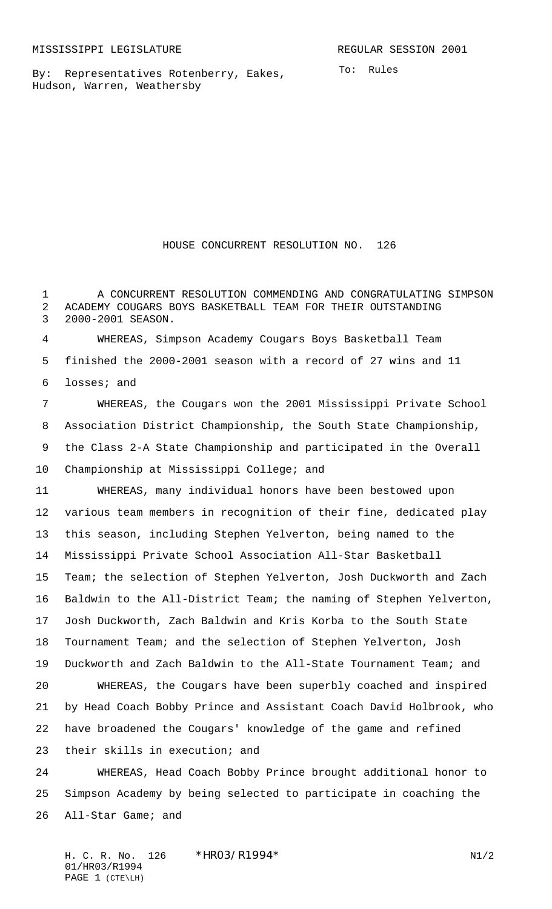MISSISSIPPI LEGISLATURE REGULAR SESSION 2001

By: Representatives Rotenberry, Eakes, Hudson, Warren, Weathersby

To: Rules

# HOUSE CONCURRENT RESOLUTION NO. 126

A CONCURRENT RESOLUTION COMMENDING AND CONGRATULATING SIMPSON ACADEMY COUGARS BOYS BASKETBALL TEAM FOR THEIR OUTSTANDING 2000-2001 SEASON.

WHEREAS, Simpson Academy Cougars Boys Basketball Team finished the 2000-2001 season with a record of 27 wins and 11 losses; and

WHEREAS, the Cougars won the 2001 Mississippi Private School Association District Championship, the South State Championship, the Class 2-A State Championship and participated in the Overall Championship at Mississippi College; and

WHEREAS, many individual honors have been bestowed upon various team members in recognition of their fine, dedicated play this season, including Stephen Yelverton, being named to the Mississippi Private School Association All-Star Basketball Team; the selection of Stephen Yelverton, Josh Duckworth and Zach Baldwin to the All-District Team; the naming of Stephen Yelverton, Josh Duckworth, Zach Baldwin and Kris Korba to the South State Tournament Team; and the selection of Stephen Yelverton, Josh Duckworth and Zach Baldwin to the All-State Tournament Team; and

WHEREAS, the Cougars have been superbly coached and inspired by Head Coach Bobby Prince and Assistant Coach David Holbrook, who have broadened the Cougars' knowledge of the game and refined their skills in execution; and

WHEREAS, Head Coach Bobby Prince brought additional honor to Simpson Academy by being selected to participate in coaching the All-Star Game; and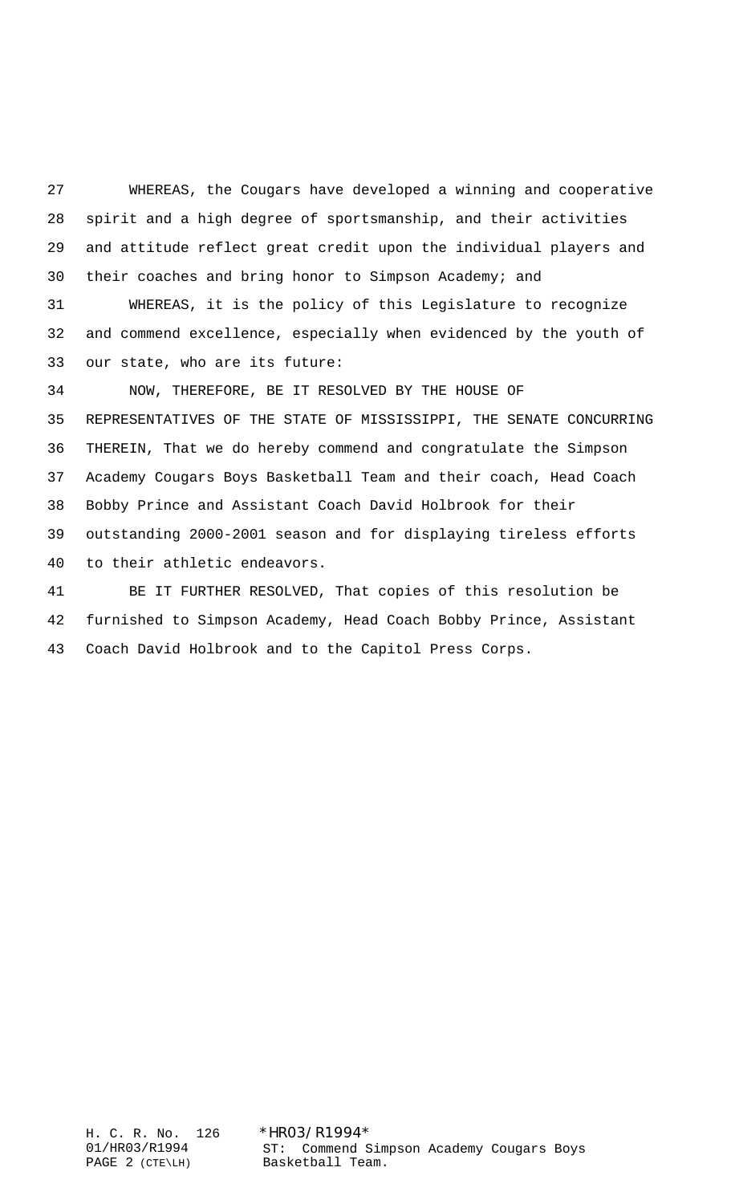WHEREAS, the Cougars have developed a winning and cooperative spirit and a high degree of sportsmanship, and their activities and attitude reflect great credit upon the individual players and their coaches and bring honor to Simpson Academy; and

WHEREAS, it is the policy of this Legislature to recognize and commend excellence, especially when evidenced by the youth of our state, who are its future:

NOW, THEREFORE, BE IT RESOLVED BY THE HOUSE OF REPRESENTATIVES OF THE STATE OF MISSISSIPPI, THE SENATE CONCURRING THEREIN, That we do hereby commend and congratulate the Simpson Academy Cougars Boys Basketball Team and their coach, Head Coach Bobby Prince and Assistant Coach David Holbrook for their outstanding 2000-2001 season and for displaying tireless efforts to their athletic endeavors.

BE IT FURTHER RESOLVED, That copies of this resolution be furnished to Simpson Academy, Head Coach Bobby Prince, Assistant Coach David Holbrook and to the Capitol Press Corps.